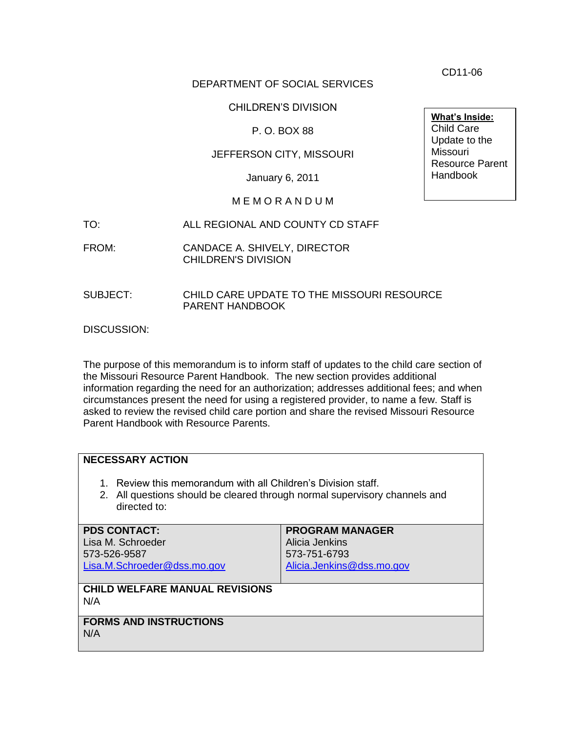CD11-06

DEPARTMENT OF SOCIAL SERVICES

CHILDREN'S DIVISION

P. O. BOX 88

JEFFERSON CITY, MISSOURI

January 6, 2011

**What's Inside:**
Child Care Update to the Missouri Resource Parent Handbook

M E M O R A N D U M

TO: ALL REGIONAL AND COUNTY CD STAFF

FROM: CANDACE A. SHIVELY, DIRECTOR
CHILDREN'S DIVISION

SUBJECT: CHILD CARE UPDATE TO THE MISSOURI RESOURCE PARENT HANDBOOK

DISCUSSION:

The purpose of this memorandum is to inform staff of updates to the child care section of the Missouri Resource Parent Handbook. The new section provides additional information regarding the need for an authorization; addresses additional fees; and when circumstances present the need for using a registered provider, to name a few. Staff is asked to review the revised child care portion and share the revised Missouri Resource Parent Handbook with Resource Parents.

**NECESSARY ACTION**

1. Review this memorandum with all Children's Division staff.
2. All questions should be cleared through normal supervisory channels and directed to:

| **PDS CONTACT:** | **PROGRAM MANAGER** |
| --- | --- |
| Lisa M. Schroeder<br>573-526-9587<br>Lisa.M.Schroeder@dss.mo.gov | Alicia Jenkins<br>573-751-6793<br>Alicia.Jenkins@dss.mo.gov |

**CHILD WELFARE MANUAL REVISIONS**
N/A

**FORMS AND INSTRUCTIONS**
N/A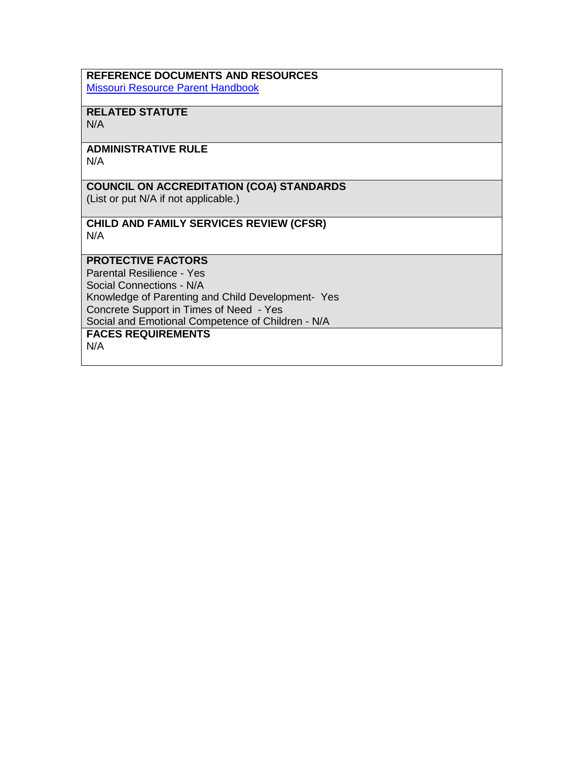**REFERENCE DOCUMENTS AND RESOURCES**
Missouri Resource Parent Handbook

**RELATED STATUTE**
N/A

**ADMINISTRATIVE RULE**
N/A

**COUNCIL ON ACCREDITATION (COA) STANDARDS**
(List or put N/A if not applicable.)

**CHILD AND FAMILY SERVICES REVIEW (CFSR)**
N/A

**PROTECTIVE FACTORS**
Parental Resilience - Yes
Social Connections - N/A
Knowledge of Parenting and Child Development- Yes
Concrete Support in Times of Need - Yes
Social and Emotional Competence of Children - N/A

**FACES REQUIREMENTS**
N/A